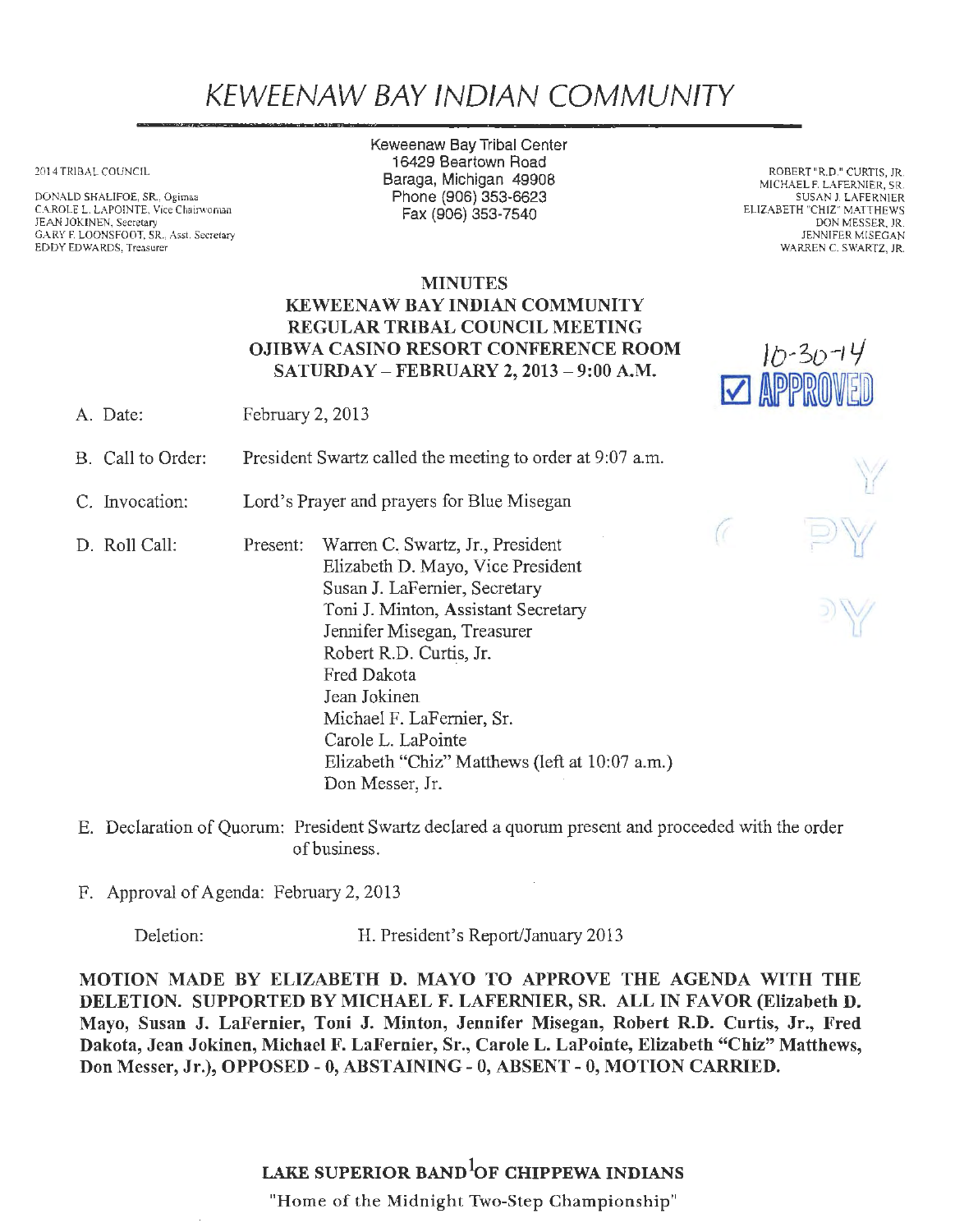# KEWEENAW BAY INDIAN COMMUNITY

2014 TRIBAL COUNCIL

DONALD SHALIFOE, SR., Ogimaa
CAROLE L. LAPOINTE, Vice Chairwoman
JEAN JOKINEN, Secretary
GARY F. LOONSFOOT, SR., Asst. Secretary
EDDY EDWARDS, Treasurer

Keweenaw Bay Tribal Center
16429 Beartown Road
Baraga, Michigan 49908
Phone (906) 353-6623
Fax (906) 353-7540

ROBERT "R.D." CURTIS, JR.
MICHAEL F. LAFERNIER, SR.
SUSAN J. LAFERNIER
ELIZABETH "CHIZ" MATTHEWS
DON MESSER, JR.
JENNIFER MISEGAN
WARREN C. SWARTZ, JR.

**MINUTES**
**KEWEENAW BAY INDIAN COMMUNITY**
**REGULAR TRIBAL COUNCIL MEETING**
**OJIBWA CASINO RESORT CONFERENCE ROOM**
**SATURDAY – FEBRUARY 2, 2013 – 9:00 A.M.**

10-30-14
☑ APPROVED

A. Date: February 2, 2013

B. Call to Order: President Swartz called the meeting to order at 9:07 a.m.

C. Invocation: Lord's Prayer and prayers for Blue Misegan

D. Roll Call: Present: Warren C. Swartz, Jr., President
Elizabeth D. Mayo, Vice President
Susan J. LaFernier, Secretary
Toni J. Minton, Assistant Secretary
Jennifer Misegan, Treasurer
Robert R.D. Curtis, Jr.
Fred Dakota
Jean Jokinen
Michael F. LaFernier, Sr.
Carole L. LaPointe
Elizabeth "Chiz" Matthews (left at 10:07 a.m.)
Don Messer, Jr.

E. Declaration of Quorum: President Swartz declared a quorum present and proceeded with the order of business.

F. Approval of Agenda: February 2, 2013

Deletion: H. President's Report/January 2013

**MOTION MADE BY ELIZABETH D. MAYO TO APPROVE THE AGENDA WITH THE DELETION. SUPPORTED BY MICHAEL F. LAFERNIER, SR. ALL IN FAVOR (Elizabeth D. Mayo, Susan J. LaFernier, Toni J. Minton, Jennifer Misegan, Robert R.D. Curtis, Jr., Fred Dakota, Jean Jokinen, Michael F. LaFernier, Sr., Carole L. LaPointe, Elizabeth "Chiz" Matthews, Don Messer, Jr.), OPPOSED - 0, ABSTAINING - 0, ABSENT - 0, MOTION CARRIED.**

**LAKE SUPERIOR BAND OF CHIPPEWA INDIANS**
"Home of the Midnight Two-Step Championship"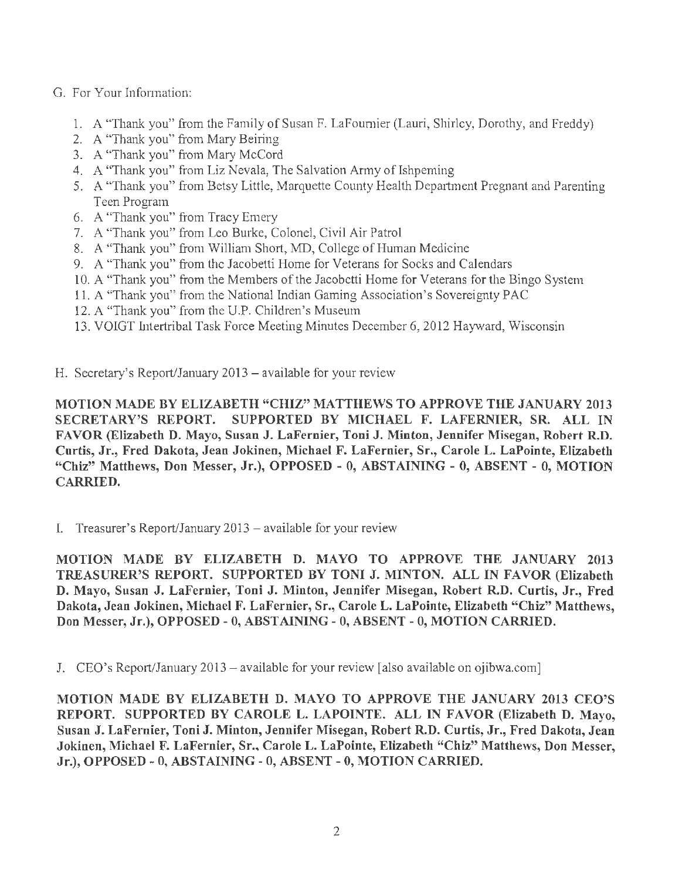G. For Your Information:

1. A "Thank you" from the Family of Susan F. LaFournier (Lauri, Shirley, Dorothy, and Freddy)
2. A "Thank you" from Mary Beiring
3. A "Thank you" from Mary McCord
4. A "Thank you" from Liz Nevala, The Salvation Army of Ishpeming
5. A "Thank you" from Betsy Little, Marquette County Health Department Pregnant and Parenting Teen Program
6. A "Thank you" from Tracy Emery
7. A "Thank you" from Leo Burke, Colonel, Civil Air Patrol
8. A "Thank you" from William Short, MD, College of Human Medicine
9. A "Thank you" from the Jacobetti Home for Veterans for Socks and Calendars
10. A "Thank you" from the Members of the Jacobetti Home for Veterans for the Bingo System
11. A "Thank you" from the National Indian Gaming Association's Sovereignty PAC
12. A "Thank you" from the U.P. Children's Museum
13. VOIGT Intertribal Task Force Meeting Minutes December 6, 2012 Hayward, Wisconsin

H. Secretary's Report/January 2013 – available for your review

**MOTION MADE BY ELIZABETH "CHIZ" MATTHEWS TO APPROVE THE JANUARY 2013 SECRETARY'S REPORT. SUPPORTED BY MICHAEL F. LAFERNIER, SR. ALL IN FAVOR (Elizabeth D. Mayo, Susan J. LaFernier, Toni J. Minton, Jennifer Misegan, Robert R.D. Curtis, Jr., Fred Dakota, Jean Jokinen, Michael F. LaFernier, Sr., Carole L. LaPointe, Elizabeth "Chiz" Matthews, Don Messer, Jr.), OPPOSED - 0, ABSTAINING - 0, ABSENT - 0, MOTION CARRIED.**

I. Treasurer's Report/January 2013 – available for your review

**MOTION MADE BY ELIZABETH D. MAYO TO APPROVE THE JANUARY 2013 TREASURER'S REPORT. SUPPORTED BY TONI J. MINTON. ALL IN FAVOR (Elizabeth D. Mayo, Susan J. LaFernier, Toni J. Minton, Jennifer Misegan, Robert R.D. Curtis, Jr., Fred Dakota, Jean Jokinen, Michael F. LaFernier, Sr., Carole L. LaPointe, Elizabeth "Chiz" Matthews, Don Messer, Jr.), OPPOSED - 0, ABSTAINING - 0, ABSENT - 0, MOTION CARRIED.**

J. CEO's Report/January 2013 – available for your review [also available on ojibwa.com]

**MOTION MADE BY ELIZABETH D. MAYO TO APPROVE THE JANUARY 2013 CEO'S REPORT. SUPPORTED BY CAROLE L. LAPOINTE. ALL IN FAVOR (Elizabeth D. Mayo, Susan J. LaFernier, Toni J. Minton, Jennifer Misegan, Robert R.D. Curtis, Jr., Fred Dakota, Jean Jokinen, Michael F. LaFernier, Sr., Carole L. LaPointe, Elizabeth "Chiz" Matthews, Don Messer, Jr.), OPPOSED - 0, ABSTAINING - 0, ABSENT - 0, MOTION CARRIED.**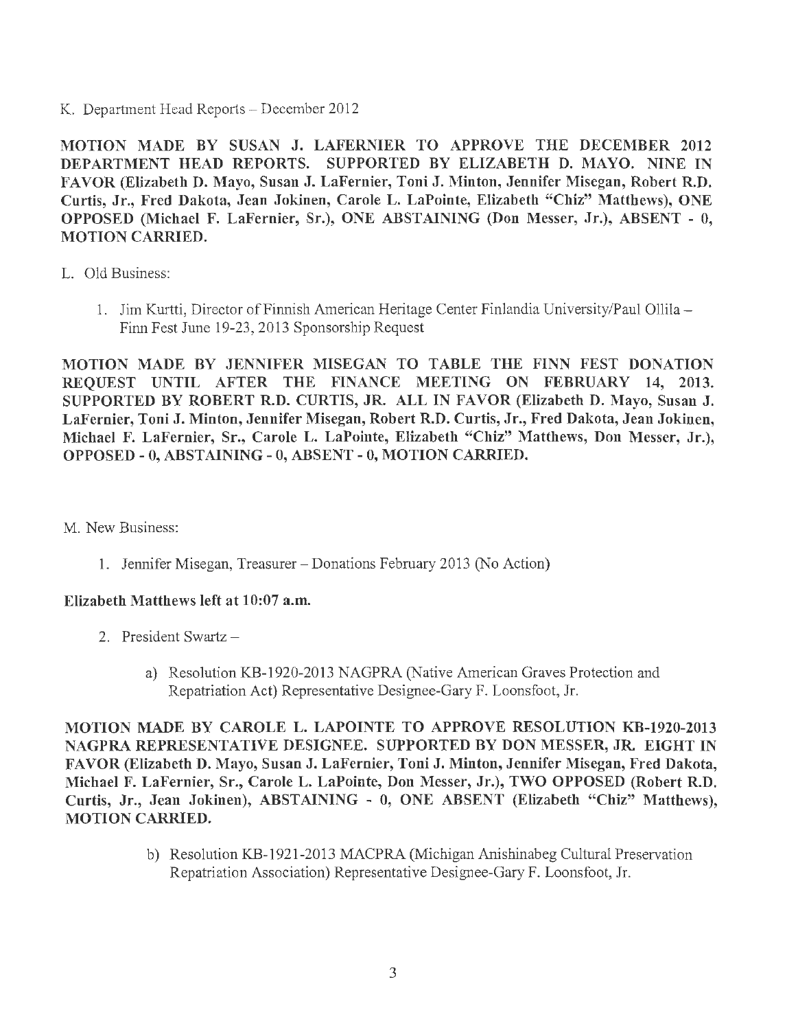K. Department Head Reports – December 2012

**MOTION MADE BY SUSAN J. LAFERNIER TO APPROVE THE DECEMBER 2012 DEPARTMENT HEAD REPORTS. SUPPORTED BY ELIZABETH D. MAYO. NINE IN FAVOR (Elizabeth D. Mayo, Susan J. LaFernier, Toni J. Minton, Jennifer Misegan, Robert R.D. Curtis, Jr., Fred Dakota, Jean Jokinen, Carole L. LaPointe, Elizabeth "Chiz" Matthews), ONE OPPOSED (Michael F. LaFernier, Sr.), ONE ABSTAINING (Don Messer, Jr.), ABSENT - 0, MOTION CARRIED.**

L. Old Business:

1. Jim Kurtti, Director of Finnish American Heritage Center Finlandia University/Paul Ollila – Finn Fest June 19-23, 2013 Sponsorship Request

**MOTION MADE BY JENNIFER MISEGAN TO TABLE THE FINN FEST DONATION REQUEST UNTIL AFTER THE FINANCE MEETING ON FEBRUARY 14, 2013. SUPPORTED BY ROBERT R.D. CURTIS, JR. ALL IN FAVOR (Elizabeth D. Mayo, Susan J. LaFernier, Toni J. Minton, Jennifer Misegan, Robert R.D. Curtis, Jr., Fred Dakota, Jean Jokinen, Michael F. LaFernier, Sr., Carole L. LaPointe, Elizabeth "Chiz" Matthews, Don Messer, Jr.), OPPOSED - 0, ABSTAINING - 0, ABSENT - 0, MOTION CARRIED.**

M. New Business:

1. Jennifer Misegan, Treasurer – Donations February 2013 (No Action)

**Elizabeth Matthews left at 10:07 a.m.**

2. President Swartz –

   a) Resolution KB-1920-2013 NAGPRA (Native American Graves Protection and Repatriation Act) Representative Designee-Gary F. Loonsfoot, Jr.

**MOTION MADE BY CAROLE L. LAPOINTE TO APPROVE RESOLUTION KB-1920-2013 NAGPRA REPRESENTATIVE DESIGNEE. SUPPORTED BY DON MESSER, JR. EIGHT IN FAVOR (Elizabeth D. Mayo, Susan J. LaFernier, Toni J. Minton, Jennifer Misegan, Fred Dakota, Michael F. LaFernier, Sr., Carole L. LaPointe, Don Messer, Jr.), TWO OPPOSED (Robert R.D. Curtis, Jr., Jean Jokinen), ABSTAINING - 0, ONE ABSENT (Elizabeth "Chiz" Matthews), MOTION CARRIED.**

   b) Resolution KB-1921-2013 MACPRA (Michigan Anishinabeg Cultural Preservation Repatriation Association) Representative Designee-Gary F. Loonsfoot, Jr.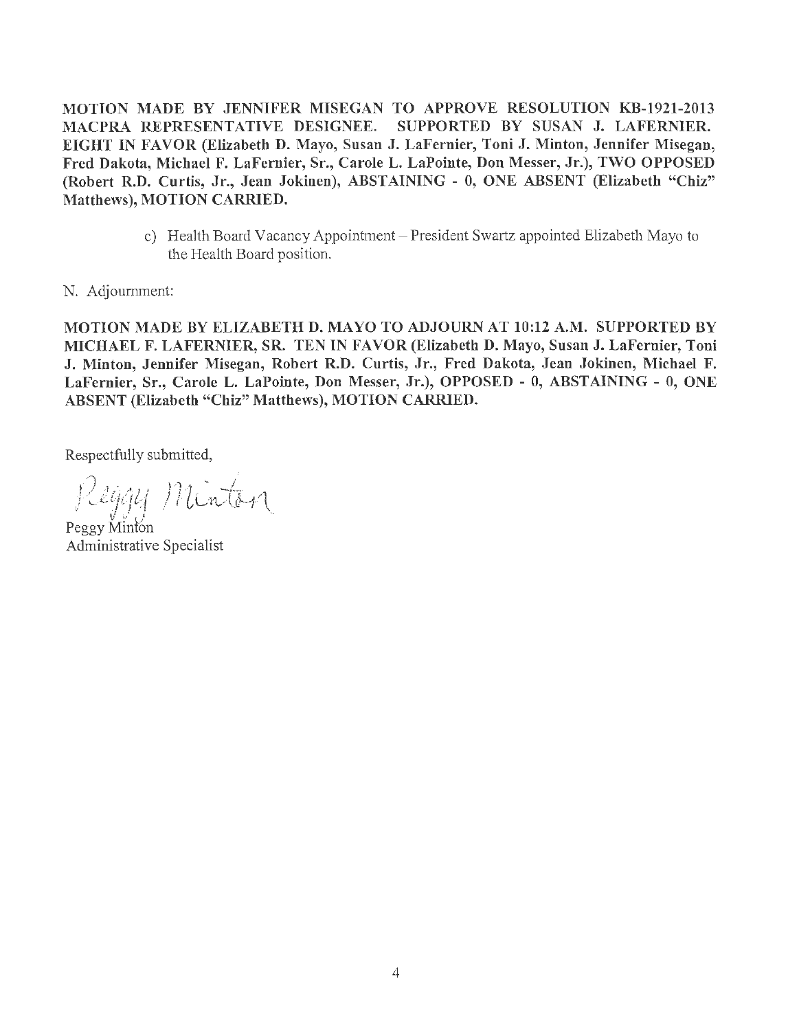**MOTION MADE BY JENNIFER MISEGAN TO APPROVE RESOLUTION KB-1921-2013 MACPRA REPRESENTATIVE DESIGNEE. SUPPORTED BY SUSAN J. LAFERNIER. EIGHT IN FAVOR (Elizabeth D. Mayo, Susan J. LaFernier, Toni J. Minton, Jennifer Misegan, Fred Dakota, Michael F. LaFernier, Sr., Carole L. LaPointe, Don Messer, Jr.), TWO OPPOSED (Robert R.D. Curtis, Jr., Jean Jokinen), ABSTAINING - 0, ONE ABSENT (Elizabeth "Chiz" Matthews), MOTION CARRIED.**

c) Health Board Vacancy Appointment – President Swartz appointed Elizabeth Mayo to the Health Board position.

N. Adjournment:

**MOTION MADE BY ELIZABETH D. MAYO TO ADJOURN AT 10:12 A.M. SUPPORTED BY MICHAEL F. LAFERNIER, SR. TEN IN FAVOR (Elizabeth D. Mayo, Susan J. LaFernier, Toni J. Minton, Jennifer Misegan, Robert R.D. Curtis, Jr., Fred Dakota, Jean Jokinen, Michael F. LaFernier, Sr., Carole L. LaPointe, Don Messer, Jr.), OPPOSED - 0, ABSTAINING - 0, ONE ABSENT (Elizabeth "Chiz" Matthews), MOTION CARRIED.**

Respectfully submitted,

Peggy Minton

Peggy Minton
Administrative Specialist